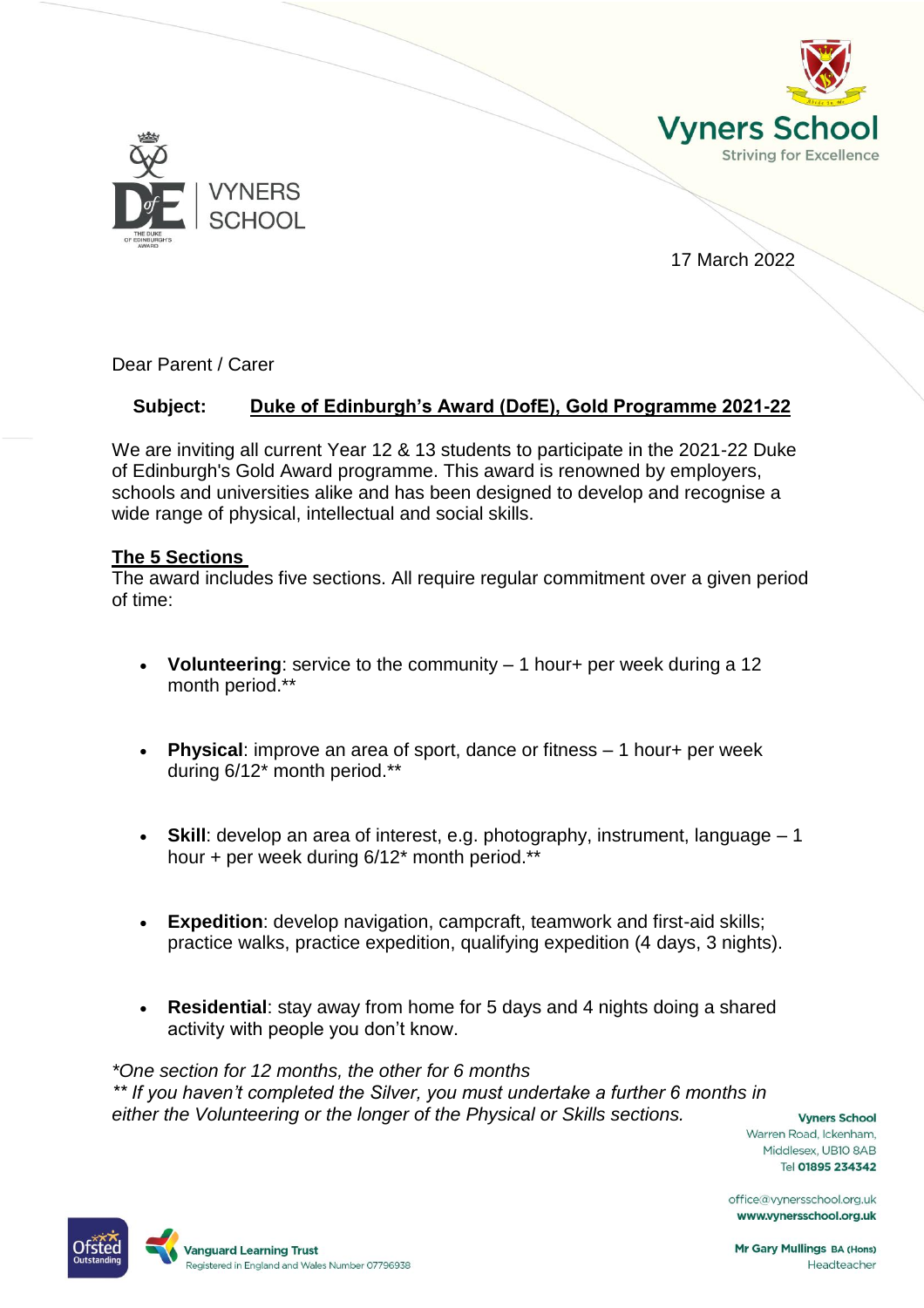17 March 2022

Dear Parent / Carer

**Subject: Duke of Edinburgh's Award (DofE), Gold Programme 2021-22**

We are inviting all current Year 12 & 13 students to participate in the 2021-22 Duke of Edinburgh's Gold Award programme. This award is renowned by employers, schools and universities alike and has been designed to develop and recognise a wide range of physical, intellectual and social skills.

**The 5 Sections**

The award includes five sections. All require regular commitment over a given period of time:

- **Volunteering**: service to the community – 1 hour+ per week during a 12 month period.**
- **Physical**: improve an area of sport, dance or fitness – 1 hour+ per week during 6/12* month period.**
- **Skill**: develop an area of interest, e.g. photography, instrument, language – 1 hour + per week during 6/12* month period.**
- **Expedition**: develop navigation, campcraft, teamwork and first-aid skills; practice walks, practice expedition, qualifying expedition (4 days, 3 nights).
- **Residential**: stay away from home for 5 days and 4 nights doing a shared activity with people you don't know.

*\*One section for 12 months, the other for 6 months*
*\*\* If you haven't completed the Silver, you must undertake a further 6 months in either the Volunteering or the longer of the Physical or Skills sections.*

Vyners School
Warren Road, Ickenham,
Middlesex, UB10 8AB
Tel 01895 234342

office@vynersschool.org.uk
www.vynersschool.org.uk

Mr Gary Mullings BA (Hons)
Headteacher

Vanguard Learning Trust
Registered in England and Wales Number 07796938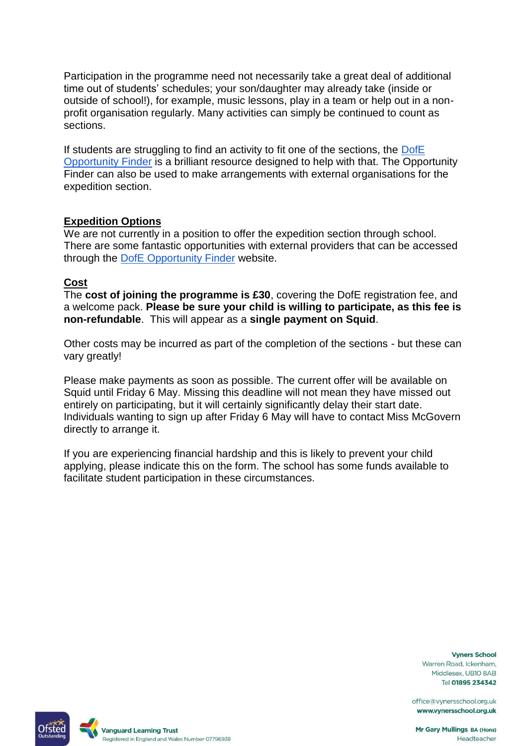Participation in the programme need not necessarily take a great deal of additional time out of students' schedules; your son/daughter may already take (inside or outside of school!), for example, music lessons, play in a team or help out in a non-profit organisation regularly. Many activities can simply be continued to count as sections.

If students are struggling to find an activity to fit one of the sections, the DofE Opportunity Finder is a brilliant resource designed to help with that. The Opportunity Finder can also be used to make arrangements with external organisations for the expedition section.

## Expedition Options

We are not currently in a position to offer the expedition section through school. There are some fantastic opportunities with external providers that can be accessed through the DofE Opportunity Finder website.

## Cost

The **cost of joining the programme is £30**, covering the DofE registration fee, and a welcome pack. **Please be sure your child is willing to participate, as this fee is non-refundable**. This will appear as a **single payment on Squid**.

Other costs may be incurred as part of the completion of the sections - but these can vary greatly!

Please make payments as soon as possible. The current offer will be available on Squid until Friday 6 May. Missing this deadline will not mean they have missed out entirely on participating, but it will certainly significantly delay their start date. Individuals wanting to sign up after Friday 6 May will have to contact Miss McGovern directly to arrange it.

If you are experiencing financial hardship and this is likely to prevent your child applying, please indicate this on the form. The school has some funds available to facilitate student participation in these circumstances.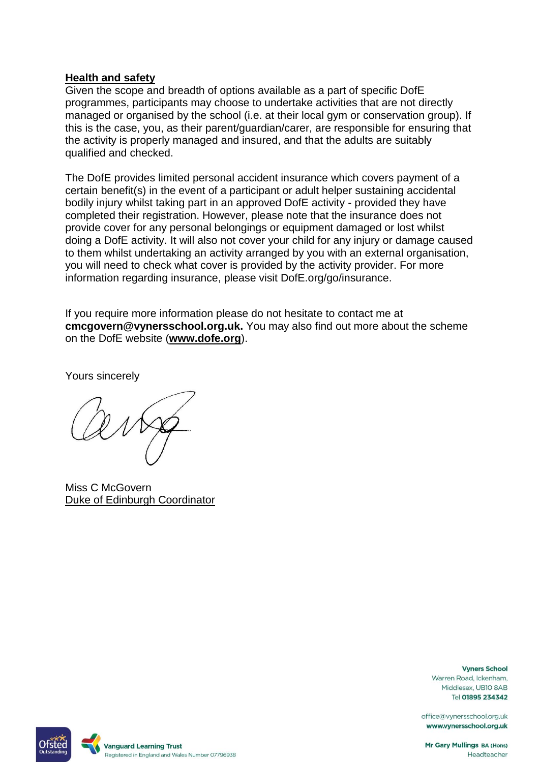**Health and safety**

Given the scope and breadth of options available as a part of specific DofE programmes, participants may choose to undertake activities that are not directly managed or organised by the school (i.e. at their local gym or conservation group). If this is the case, you, as their parent/guardian/carer, are responsible for ensuring that the activity is properly managed and insured, and that the adults are suitably qualified and checked.

The DofE provides limited personal accident insurance which covers payment of a certain benefit(s) in the event of a participant or adult helper sustaining accidental bodily injury whilst taking part in an approved DofE activity - provided they have completed their registration. However, please note that the insurance does not provide cover for any personal belongings or equipment damaged or lost whilst doing a DofE activity. It will also not cover your child for any injury or damage caused to them whilst undertaking an activity arranged by you with an external organisation, you will need to check what cover is provided by the activity provider. For more information regarding insurance, please visit DofE.org/go/insurance.

If you require more information please do not hesitate to contact me at **cmcgovern@vynersschool.org.uk.** You may also find out more about the scheme on the DofE website (**www.dofe.org**).

Yours sincerely

Miss C McGovern
Duke of Edinburgh Coordinator

**Vyners School**
Warren Road, Ickenham,
Middlesex, UB10 8AB
Tel **01895 234342**

office@vynersschool.org.uk
**www.vynersschool.org.uk**

**Mr Gary Mullings** BA (Hons)
Headteacher

Ofsted Outstanding

**Vanguard Learning Trust**
Registered in England and Wales Number 07796938